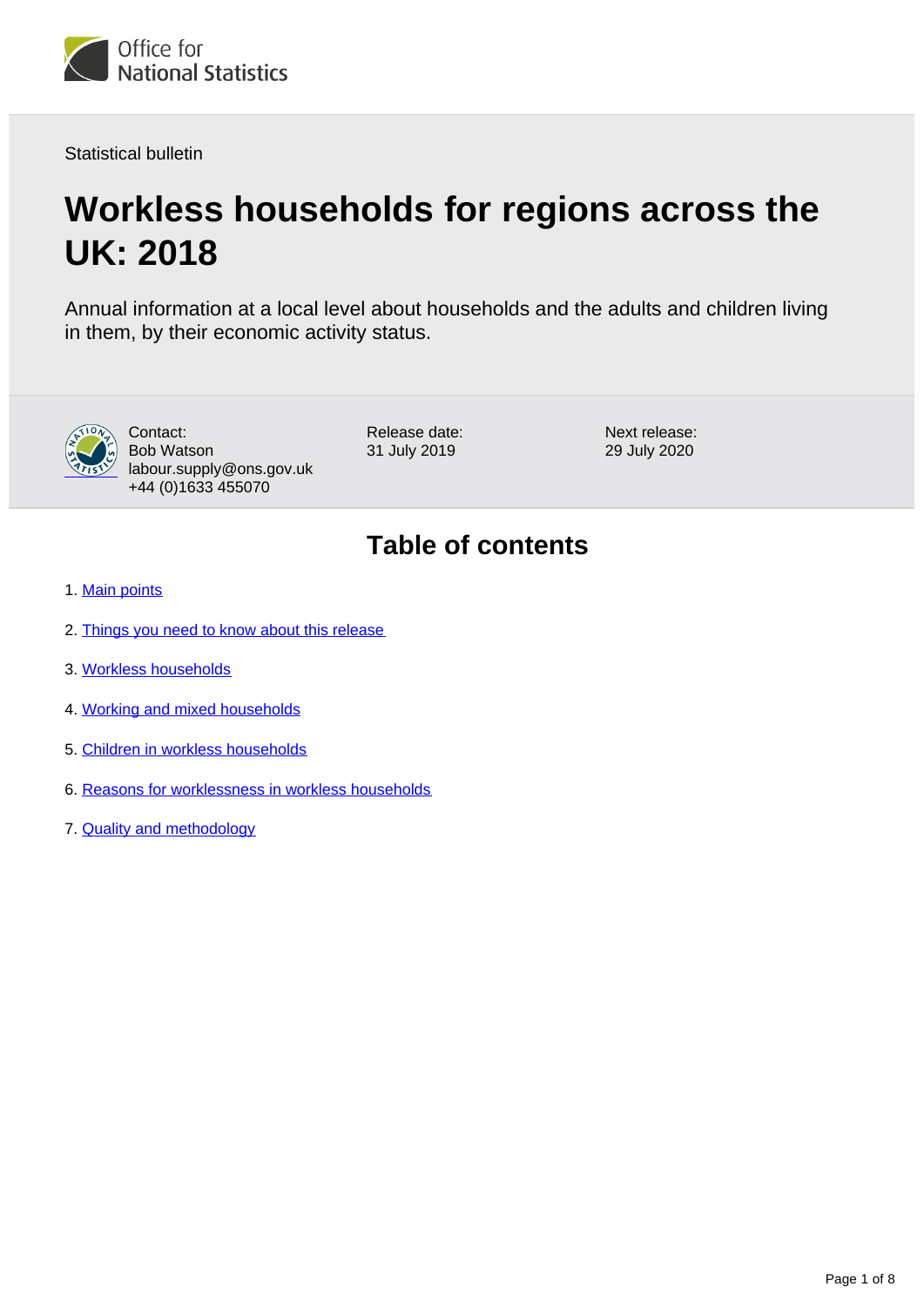Office for National Statistics

Statistical bulletin

# Workless households for regions across the UK: 2018

Annual information at a local level about households and the adults and children living in them, by their economic activity status.

Contact:
Bob Watson
labour.supply@ons.gov.uk
+44 (0)1633 455070

Release date:
31 July 2019

Next release:
29 July 2020

## Table of contents

1. Main points
2. Things you need to know about this release
3. Workless households
4. Working and mixed households
5. Children in workless households
6. Reasons for worklessness in workless households
7. Quality and methodology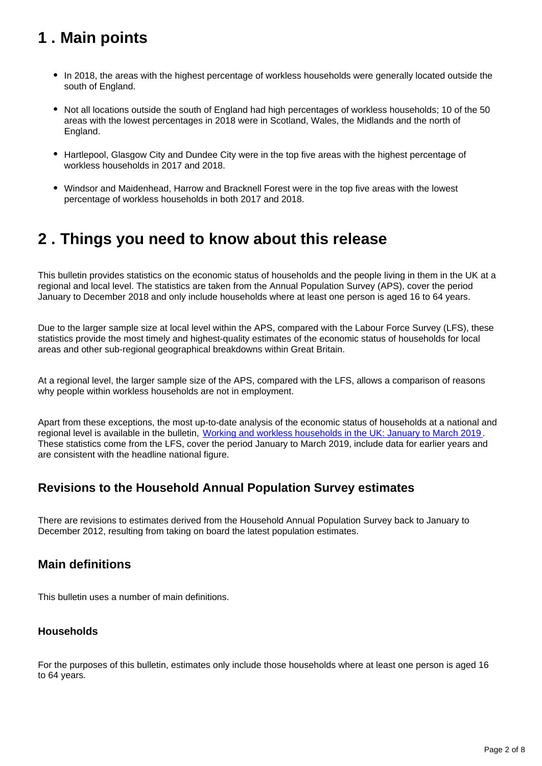## 1 . Main points

- In 2018, the areas with the highest percentage of workless households were generally located outside the south of England.
- Not all locations outside the south of England had high percentages of workless households; 10 of the 50 areas with the lowest percentages in 2018 were in Scotland, Wales, the Midlands and the north of England.
- Hartlepool, Glasgow City and Dundee City were in the top five areas with the highest percentage of workless households in 2017 and 2018.
- Windsor and Maidenhead, Harrow and Bracknell Forest were in the top five areas with the lowest percentage of workless households in both 2017 and 2018.

## 2 . Things you need to know about this release

This bulletin provides statistics on the economic status of households and the people living in them in the UK at a regional and local level. The statistics are taken from the Annual Population Survey (APS), cover the period January to December 2018 and only include households where at least one person is aged 16 to 64 years.

Due to the larger sample size at local level within the APS, compared with the Labour Force Survey (LFS), these statistics provide the most timely and highest-quality estimates of the economic status of households for local areas and other sub-regional geographical breakdowns within Great Britain.

At a regional level, the larger sample size of the APS, compared with the LFS, allows a comparison of reasons why people within workless households are not in employment.

Apart from these exceptions, the most up-to-date analysis of the economic status of households at a national and regional level is available in the bulletin, Working and workless households in the UK: January to March 2019. These statistics come from the LFS, cover the period January to March 2019, include data for earlier years and are consistent with the headline national figure.

### Revisions to the Household Annual Population Survey estimates

There are revisions to estimates derived from the Household Annual Population Survey back to January to December 2012, resulting from taking on board the latest population estimates.

### Main definitions

This bulletin uses a number of main definitions.

#### Households

For the purposes of this bulletin, estimates only include those households where at least one person is aged 16 to 64 years.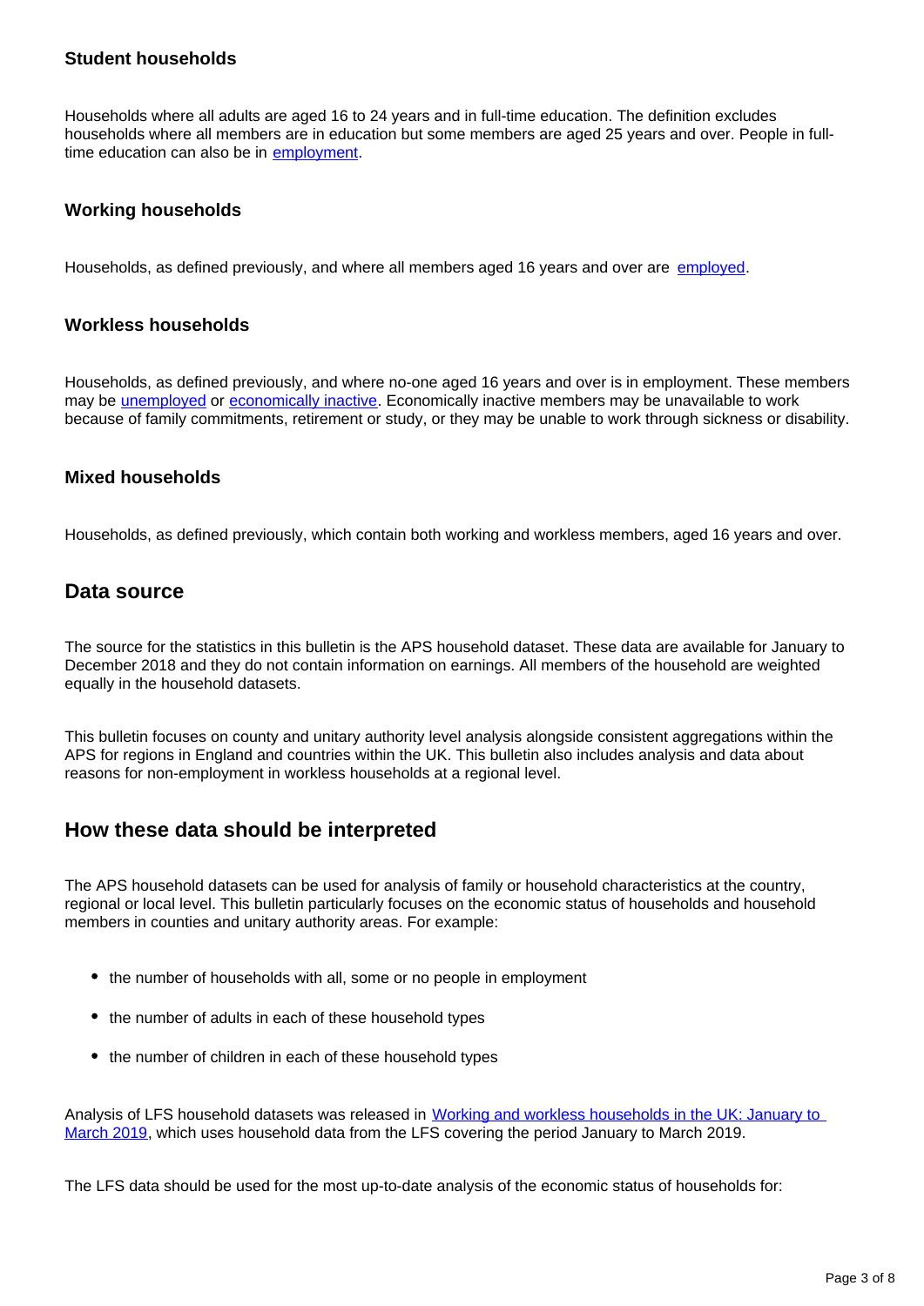### Student households

Households where all adults are aged 16 to 24 years and in full-time education. The definition excludes households where all members are in education but some members are aged 25 years and over. People in full-time education can also be in [employment](#).

### Working households

Households, as defined previously, and where all members aged 16 years and over are [employed](#).

### Workless households

Households, as defined previously, and where no-one aged 16 years and over is in employment. These members may be [unemployed](#) or [economically inactive](#). Economically inactive members may be unavailable to work because of family commitments, retirement or study, or they may be unable to work through sickness or disability.

### Mixed households

Households, as defined previously, which contain both working and workless members, aged 16 years and over.

## Data source

The source for the statistics in this bulletin is the APS household dataset. These data are available for January to December 2018 and they do not contain information on earnings. All members of the household are weighted equally in the household datasets.

This bulletin focuses on county and unitary authority level analysis alongside consistent aggregations within the APS for regions in England and countries within the UK. This bulletin also includes analysis and data about reasons for non-employment in workless households at a regional level.

## How these data should be interpreted

The APS household datasets can be used for analysis of family or household characteristics at the country, regional or local level. This bulletin particularly focuses on the economic status of households and household members in counties and unitary authority areas. For example:

- the number of households with all, some or no people in employment
- the number of adults in each of these household types
- the number of children in each of these household types

Analysis of LFS household datasets was released in [Working and workless households in the UK: January to March 2019](#), which uses household data from the LFS covering the period January to March 2019.

The LFS data should be used for the most up-to-date analysis of the economic status of households for: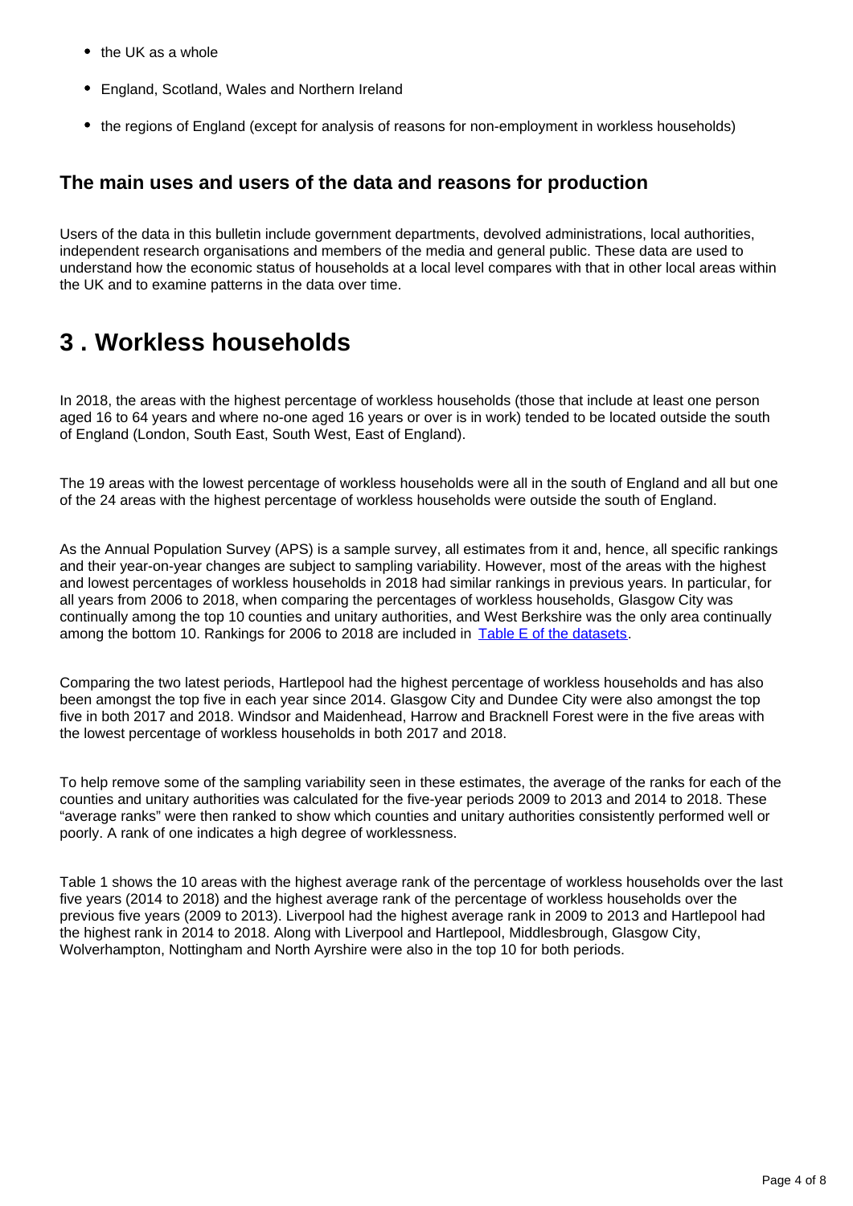- the UK as a whole
- England, Scotland, Wales and Northern Ireland
- the regions of England (except for analysis of reasons for non-employment in workless households)

### The main uses and users of the data and reasons for production

Users of the data in this bulletin include government departments, devolved administrations, local authorities, independent research organisations and members of the media and general public. These data are used to understand how the economic status of households at a local level compares with that in other local areas within the UK and to examine patterns in the data over time.

## 3 . Workless households

In 2018, the areas with the highest percentage of workless households (those that include at least one person aged 16 to 64 years and where no-one aged 16 years or over is in work) tended to be located outside the south of England (London, South East, South West, East of England).

The 19 areas with the lowest percentage of workless households were all in the south of England and all but one of the 24 areas with the highest percentage of workless households were outside the south of England.

As the Annual Population Survey (APS) is a sample survey, all estimates from it and, hence, all specific rankings and their year-on-year changes are subject to sampling variability. However, most of the areas with the highest and lowest percentages of workless households in 2018 had similar rankings in previous years. In particular, for all years from 2006 to 2018, when comparing the percentages of workless households, Glasgow City was continually among the top 10 counties and unitary authorities, and West Berkshire was the only area continually among the bottom 10. Rankings for 2006 to 2018 are included in Table E of the datasets.

Comparing the two latest periods, Hartlepool had the highest percentage of workless households and has also been amongst the top five in each year since 2014. Glasgow City and Dundee City were also amongst the top five in both 2017 and 2018. Windsor and Maidenhead, Harrow and Bracknell Forest were in the five areas with the lowest percentage of workless households in both 2017 and 2018.

To help remove some of the sampling variability seen in these estimates, the average of the ranks for each of the counties and unitary authorities was calculated for the five-year periods 2009 to 2013 and 2014 to 2018. These "average ranks" were then ranked to show which counties and unitary authorities consistently performed well or poorly. A rank of one indicates a high degree of worklessness.

Table 1 shows the 10 areas with the highest average rank of the percentage of workless households over the last five years (2014 to 2018) and the highest average rank of the percentage of workless households over the previous five years (2009 to 2013). Liverpool had the highest average rank in 2009 to 2013 and Hartlepool had the highest rank in 2014 to 2018. Along with Liverpool and Hartlepool, Middlesbrough, Glasgow City, Wolverhampton, Nottingham and North Ayrshire were also in the top 10 for both periods.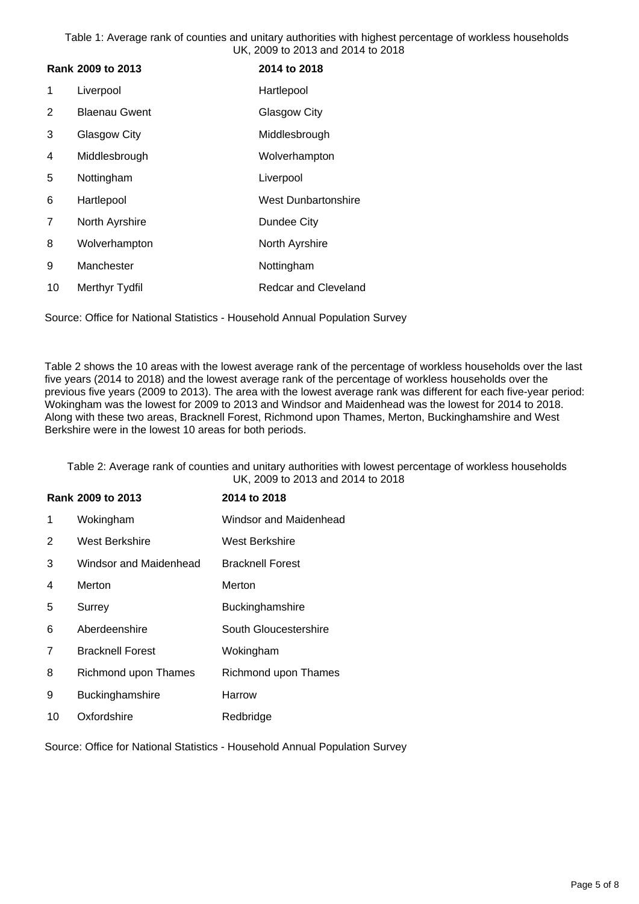Table 1: Average rank of counties and unitary authorities with highest percentage of workless households UK, 2009 to 2013 and 2014 to 2018

| Rank | 2009 to 2013 | 2014 to 2018 |
|---|---|---|
| 1 | Liverpool | Hartlepool |
| 2 | Blaenau Gwent | Glasgow City |
| 3 | Glasgow City | Middlesbrough |
| 4 | Middlesbrough | Wolverhampton |
| 5 | Nottingham | Liverpool |
| 6 | Hartlepool | West Dunbartonshire |
| 7 | North Ayrshire | Dundee City |
| 8 | Wolverhampton | North Ayrshire |
| 9 | Manchester | Nottingham |
| 10 | Merthyr Tydfil | Redcar and Cleveland |

Source: Office for National Statistics - Household Annual Population Survey

Table 2 shows the 10 areas with the lowest average rank of the percentage of workless households over the last five years (2014 to 2018) and the lowest average rank of the percentage of workless households over the previous five years (2009 to 2013). The area with the lowest average rank was different for each five-year period: Wokingham was the lowest for 2009 to 2013 and Windsor and Maidenhead was the lowest for 2014 to 2018. Along with these two areas, Bracknell Forest, Richmond upon Thames, Merton, Buckinghamshire and West Berkshire were in the lowest 10 areas for both periods.

Table 2: Average rank of counties and unitary authorities with lowest percentage of workless households UK, 2009 to 2013 and 2014 to 2018

| Rank | 2009 to 2013 | 2014 to 2018 |
|---|---|---|
| 1 | Wokingham | Windsor and Maidenhead |
| 2 | West Berkshire | West Berkshire |
| 3 | Windsor and Maidenhead | Bracknell Forest |
| 4 | Merton | Merton |
| 5 | Surrey | Buckinghamshire |
| 6 | Aberdeenshire | South Gloucestershire |
| 7 | Bracknell Forest | Wokingham |
| 8 | Richmond upon Thames | Richmond upon Thames |
| 9 | Buckinghamshire | Harrow |
| 10 | Oxfordshire | Redbridge |

Source: Office for National Statistics - Household Annual Population Survey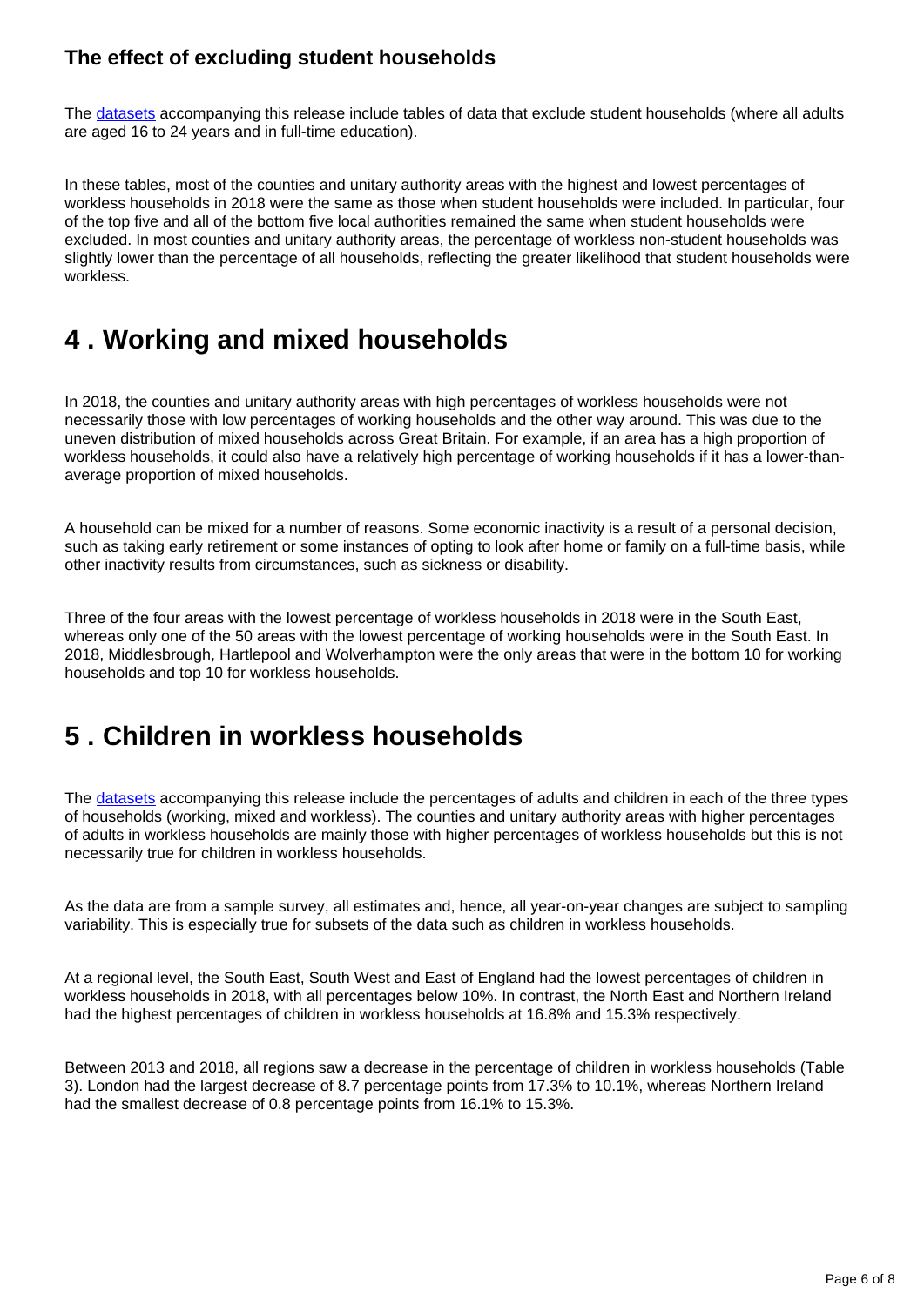### The effect of excluding student households

The datasets accompanying this release include tables of data that exclude student households (where all adults are aged 16 to 24 years and in full-time education).

In these tables, most of the counties and unitary authority areas with the highest and lowest percentages of workless households in 2018 were the same as those when student households were included. In particular, four of the top five and all of the bottom five local authorities remained the same when student households were excluded. In most counties and unitary authority areas, the percentage of workless non-student households was slightly lower than the percentage of all households, reflecting the greater likelihood that student households were workless.

## 4 . Working and mixed households

In 2018, the counties and unitary authority areas with high percentages of workless households were not necessarily those with low percentages of working households and the other way around. This was due to the uneven distribution of mixed households across Great Britain. For example, if an area has a high proportion of workless households, it could also have a relatively high percentage of working households if it has a lower-than-average proportion of mixed households.

A household can be mixed for a number of reasons. Some economic inactivity is a result of a personal decision, such as taking early retirement or some instances of opting to look after home or family on a full-time basis, while other inactivity results from circumstances, such as sickness or disability.

Three of the four areas with the lowest percentage of workless households in 2018 were in the South East, whereas only one of the 50 areas with the lowest percentage of working households were in the South East. In 2018, Middlesbrough, Hartlepool and Wolverhampton were the only areas that were in the bottom 10 for working households and top 10 for workless households.

## 5 . Children in workless households

The datasets accompanying this release include the percentages of adults and children in each of the three types of households (working, mixed and workless). The counties and unitary authority areas with higher percentages of adults in workless households are mainly those with higher percentages of workless households but this is not necessarily true for children in workless households.

As the data are from a sample survey, all estimates and, hence, all year-on-year changes are subject to sampling variability. This is especially true for subsets of the data such as children in workless households.

At a regional level, the South East, South West and East of England had the lowest percentages of children in workless households in 2018, with all percentages below 10%. In contrast, the North East and Northern Ireland had the highest percentages of children in workless households at 16.8% and 15.3% respectively.

Between 2013 and 2018, all regions saw a decrease in the percentage of children in workless households (Table 3). London had the largest decrease of 8.7 percentage points from 17.3% to 10.1%, whereas Northern Ireland had the smallest decrease of 0.8 percentage points from 16.1% to 15.3%.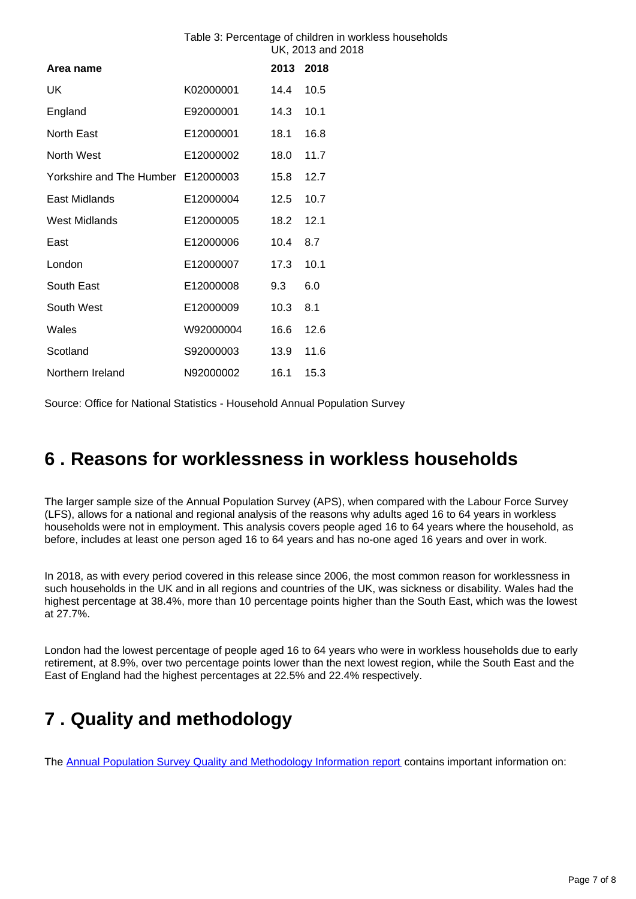Table 3: Percentage of children in workless households
UK, 2013 and 2018

| Area name | | 2013 | 2018 |
|---|---|---|---|
| UK | K02000001 | 14.4 | 10.5 |
| England | E92000001 | 14.3 | 10.1 |
| North East | E12000001 | 18.1 | 16.8 |
| North West | E12000002 | 18.0 | 11.7 |
| Yorkshire and The Humber | E12000003 | 15.8 | 12.7 |
| East Midlands | E12000004 | 12.5 | 10.7 |
| West Midlands | E12000005 | 18.2 | 12.1 |
| East | E12000006 | 10.4 | 8.7 |
| London | E12000007 | 17.3 | 10.1 |
| South East | E12000008 | 9.3 | 6.0 |
| South West | E12000009 | 10.3 | 8.1 |
| Wales | W92000004 | 16.6 | 12.6 |
| Scotland | S92000003 | 13.9 | 11.6 |
| Northern Ireland | N92000002 | 16.1 | 15.3 |

Source: Office for National Statistics - Household Annual Population Survey

## 6 . Reasons for worklessness in workless households

The larger sample size of the Annual Population Survey (APS), when compared with the Labour Force Survey (LFS), allows for a national and regional analysis of the reasons why adults aged 16 to 64 years in workless households were not in employment. This analysis covers people aged 16 to 64 years where the household, as before, includes at least one person aged 16 to 64 years and has no-one aged 16 years and over in work.

In 2018, as with every period covered in this release since 2006, the most common reason for worklessness in such households in the UK and in all regions and countries of the UK, was sickness or disability. Wales had the highest percentage at 38.4%, more than 10 percentage points higher than the South East, which was the lowest at 27.7%.

London had the lowest percentage of people aged 16 to 64 years who were in workless households due to early retirement, at 8.9%, over two percentage points lower than the next lowest region, while the South East and the East of England had the highest percentages at 22.5% and 22.4% respectively.

## 7 . Quality and methodology

The Annual Population Survey Quality and Methodology Information report contains important information on: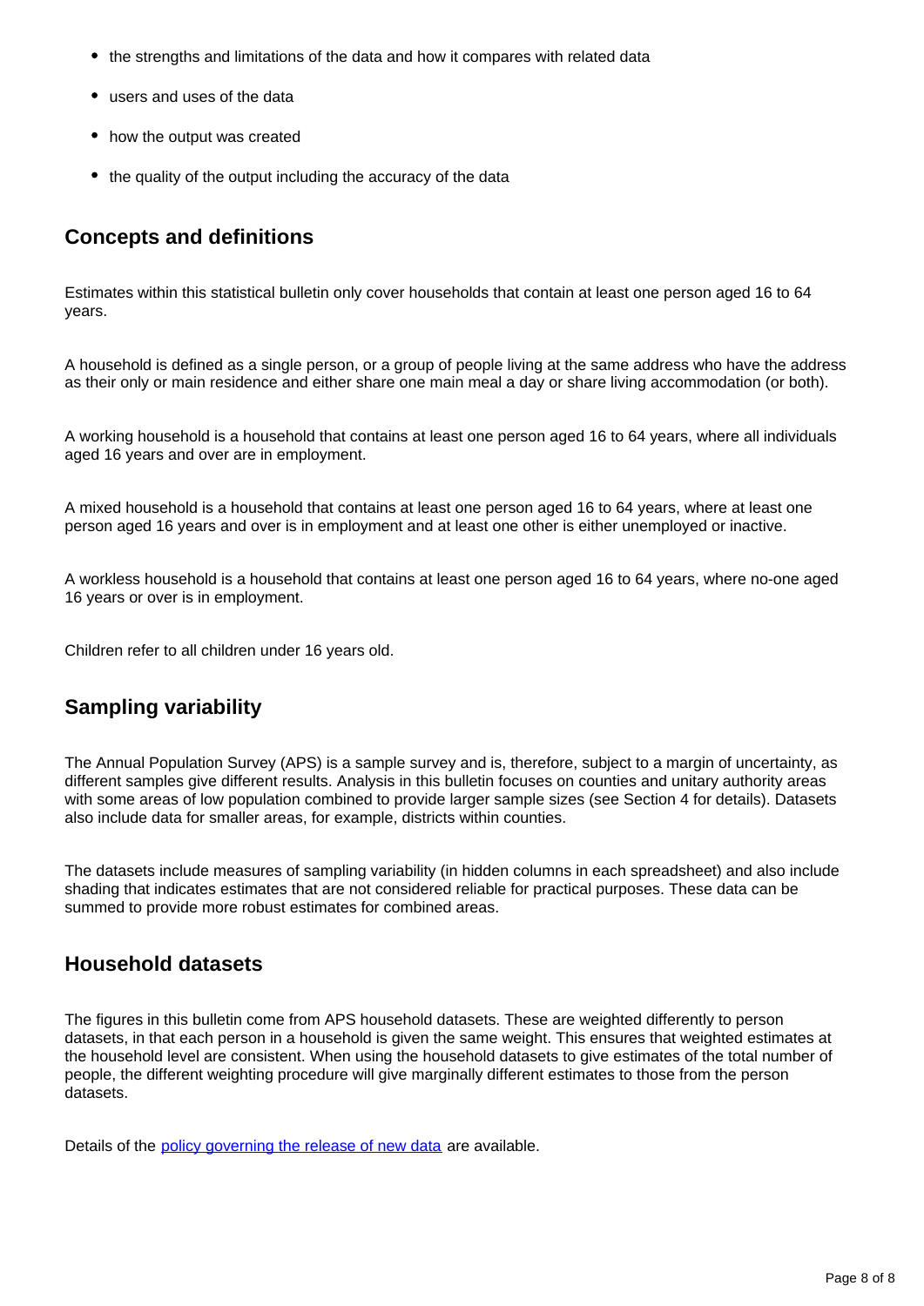- the strengths and limitations of the data and how it compares with related data
- users and uses of the data
- how the output was created
- the quality of the output including the accuracy of the data

## Concepts and definitions

Estimates within this statistical bulletin only cover households that contain at least one person aged 16 to 64 years.

A household is defined as a single person, or a group of people living at the same address who have the address as their only or main residence and either share one main meal a day or share living accommodation (or both).

A working household is a household that contains at least one person aged 16 to 64 years, where all individuals aged 16 years and over are in employment.

A mixed household is a household that contains at least one person aged 16 to 64 years, where at least one person aged 16 years and over is in employment and at least one other is either unemployed or inactive.

A workless household is a household that contains at least one person aged 16 to 64 years, where no-one aged 16 years or over is in employment.

Children refer to all children under 16 years old.

## Sampling variability

The Annual Population Survey (APS) is a sample survey and is, therefore, subject to a margin of uncertainty, as different samples give different results. Analysis in this bulletin focuses on counties and unitary authority areas with some areas of low population combined to provide larger sample sizes (see Section 4 for details). Datasets also include data for smaller areas, for example, districts within counties.

The datasets include measures of sampling variability (in hidden columns in each spreadsheet) and also include shading that indicates estimates that are not considered reliable for practical purposes. These data can be summed to provide more robust estimates for combined areas.

## Household datasets

The figures in this bulletin come from APS household datasets. These are weighted differently to person datasets, in that each person in a household is given the same weight. This ensures that weighted estimates at the household level are consistent. When using the household datasets to give estimates of the total number of people, the different weighting procedure will give marginally different estimates to those from the person datasets.

Details of the policy governing the release of new data are available.